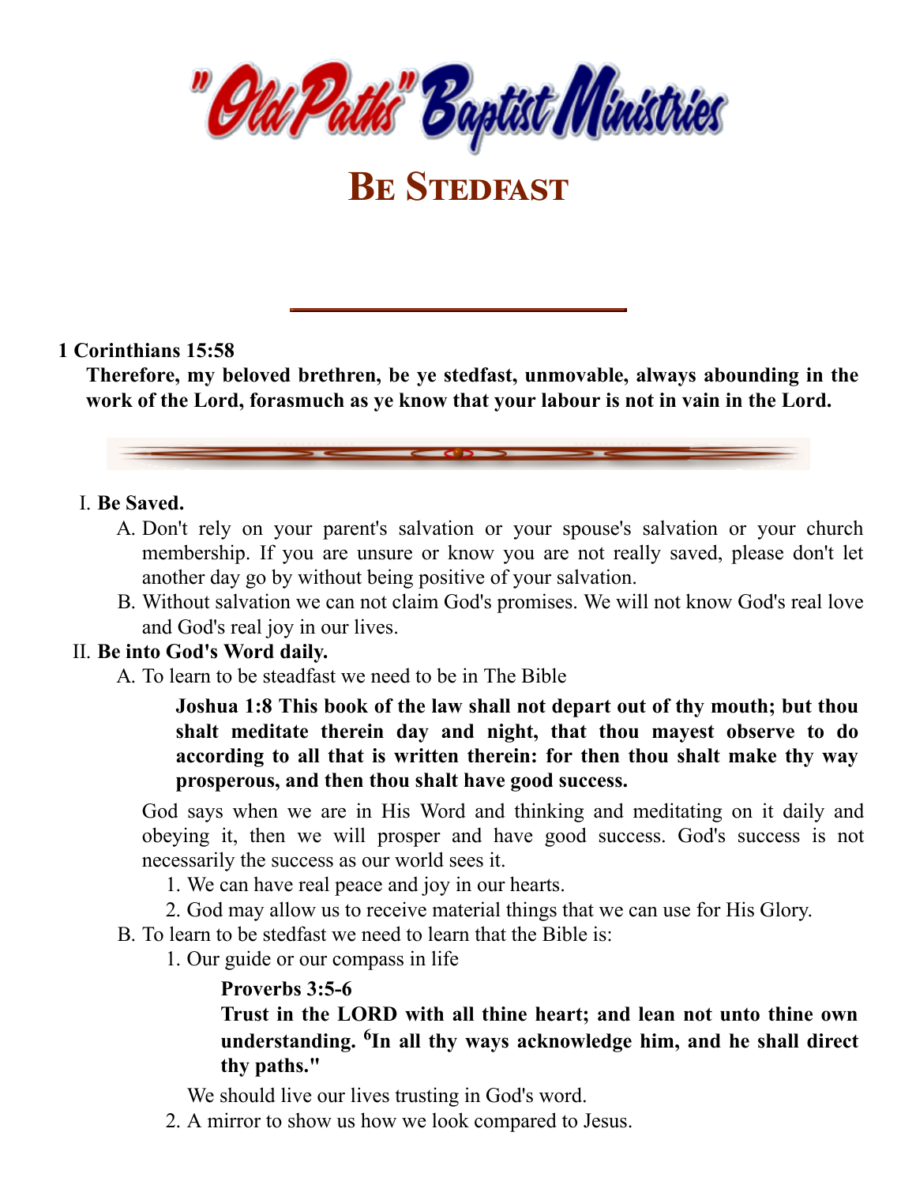"Old Paths" Baptist Ministries

# Be Stedfast

**1 Corinthians 15:58**

**Therefore, my beloved brethren, be ye stedfast, unmovable, always abounding in the work of the Lord, forasmuch as ye know that your labour is not in vain in the Lord.**

I. **Be Saved.**

   A. Don't rely on your parent's salvation or your spouse's salvation or your church membership. If you are unsure or know you are not really saved, please don't let another day go by without being positive of your salvation.

   B. Without salvation we can not claim God's promises. We will not know God's real love and God's real joy in our lives.

II. **Be into God's Word daily.**

   A. To learn to be steadfast we need to be in The Bible

      **Joshua 1:8 This book of the law shall not depart out of thy mouth; but thou shalt meditate therein day and night, that thou mayest observe to do according to all that is written therein: for then thou shalt make thy way prosperous, and then thou shalt have good success.**

   God says when we are in His Word and thinking and meditating on it daily and obeying it, then we will prosper and have good success. God's success is not necessarily the success as our world sees it.

      1. We can have real peace and joy in our hearts.
      2. God may allow us to receive material things that we can use for His Glory.

   B. To learn to be stedfast we need to learn that the Bible is:

      1. Our guide or our compass in life

         **Proverbs 3:5-6**
         **Trust in the LORD with all thine heart; and lean not unto thine own understanding. [6]In all thy ways acknowledge him, and he shall direct thy paths."**

      We should live our lives trusting in God's word.

      2. A mirror to show us how we look compared to Jesus.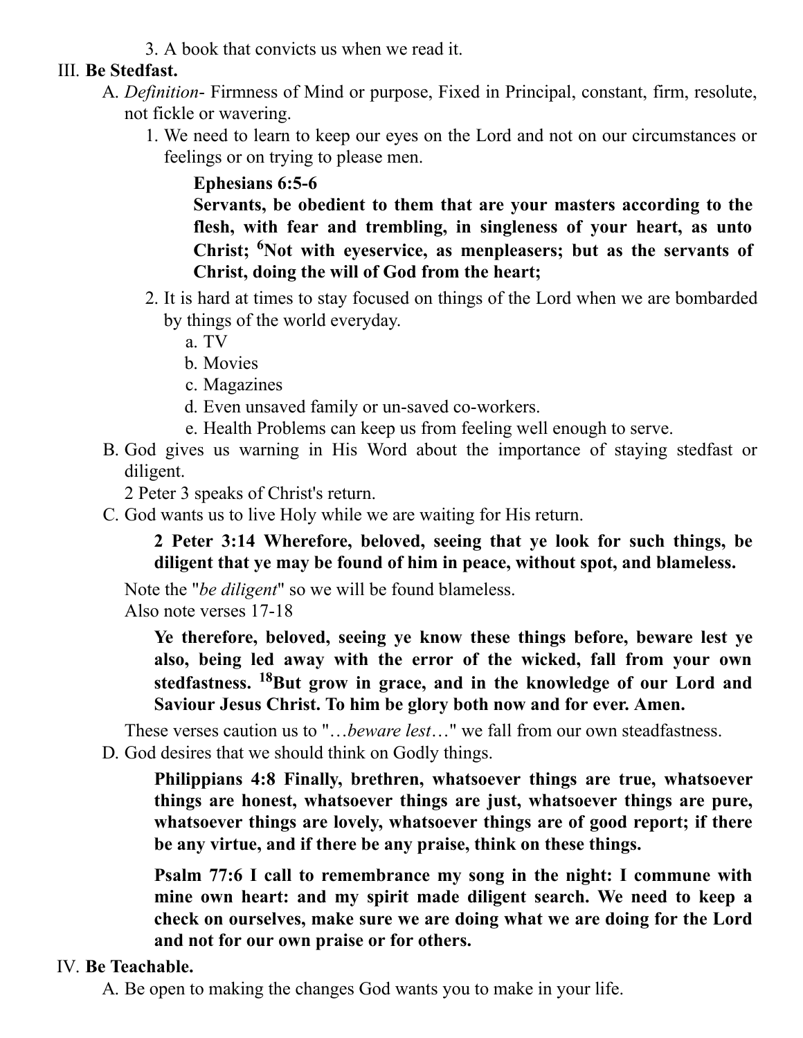3. A book that convicts us when we read it.

III. **Be Stedfast.**

A. *Definition*- Firmness of Mind or purpose, Fixed in Principal, constant, firm, resolute, not fickle or wavering.

1. We need to learn to keep our eyes on the Lord and not on our circumstances or feelings or on trying to please men.

> **Ephesians 6:5-6**
> **Servants, be obedient to them that are your masters according to the flesh, with fear and trembling, in singleness of your heart, as unto Christ; [6]Not with eyeservice, as menpleasers; but as the servants of Christ, doing the will of God from the heart;**

2. It is hard at times to stay focused on things of the Lord when we are bombarded by things of the world everyday.
   a. TV
   b. Movies
   c. Magazines
   d. Even unsaved family or un-saved co-workers.
   e. Health Problems can keep us from feeling well enough to serve.

B. God gives us warning in His Word about the importance of staying stedfast or diligent.

2 Peter 3 speaks of Christ's return.

C. God wants us to live Holy while we are waiting for His return.

> **2 Peter 3:14 Wherefore, beloved, seeing that ye look for such things, be diligent that ye may be found of him in peace, without spot, and blameless.**

Note the "*be diligent*" so we will be found blameless.
Also note verses 17-18

> **Ye therefore, beloved, seeing ye know these things before, beware lest ye also, being led away with the error of the wicked, fall from your own stedfastness. [18]But grow in grace, and in the knowledge of our Lord and Saviour Jesus Christ. To him be glory both now and for ever. Amen.**

These verses caution us to "…*beware lest*…" we fall from our own steadfastness.

D. God desires that we should think on Godly things.

> **Philippians 4:8 Finally, brethren, whatsoever things are true, whatsoever things are honest, whatsoever things are just, whatsoever things are pure, whatsoever things are lovely, whatsoever things are of good report; if there be any virtue, and if there be any praise, think on these things.**

> **Psalm 77:6 I call to remembrance my song in the night: I commune with mine own heart: and my spirit made diligent search. We need to keep a check on ourselves, make sure we are doing what we are doing for the Lord and not for our own praise or for others.**

IV. **Be Teachable.**

A. Be open to making the changes God wants you to make in your life.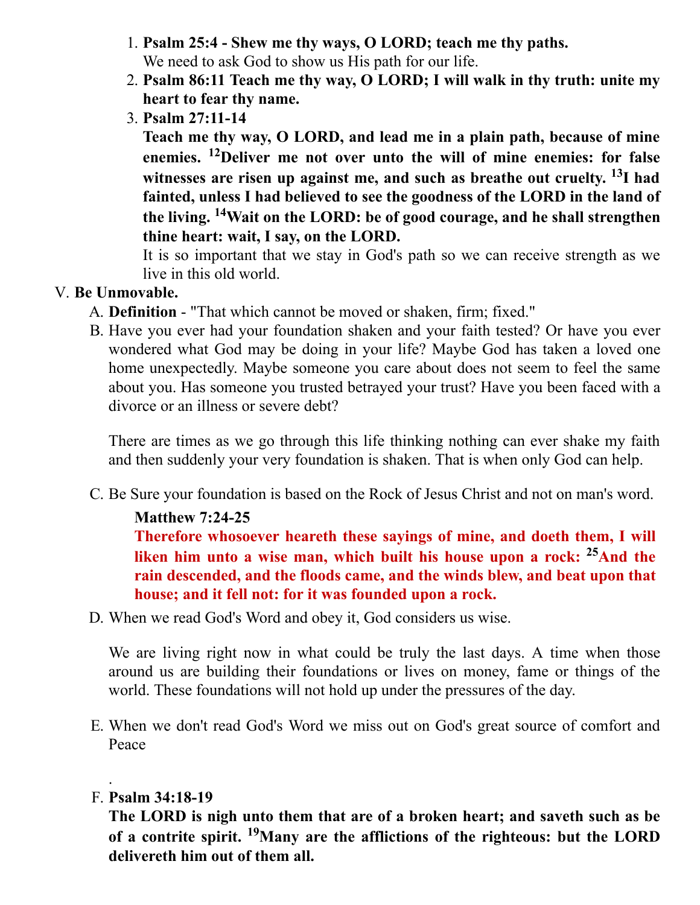1. **Psalm 25:4 - Shew me thy ways, O LORD; teach me thy paths.**
   We need to ask God to show us His path for our life.
2. **Psalm 86:11 Teach me thy way, O LORD; I will walk in thy truth: unite my heart to fear thy name.**
3. **Psalm 27:11-14**
   **Teach me thy way, O LORD, and lead me in a plain path, because of mine enemies. [12]Deliver me not over unto the will of mine enemies: for false witnesses are risen up against me, and such as breathe out cruelty. [13]I had fainted, unless I had believed to see the goodness of the LORD in the land of the living. [14]Wait on the LORD: be of good courage, and he shall strengthen thine heart: wait, I say, on the LORD.**
   It is so important that we stay in God's path so we can receive strength as we live in this old world.

V. **Be Unmovable.**

A. **Definition** - "That which cannot be moved or shaken, firm; fixed."

B. Have you ever had your foundation shaken and your faith tested? Or have you ever wondered what God may be doing in your life? Maybe God has taken a loved one home unexpectedly. Maybe someone you care about does not seem to feel the same about you. Has someone you trusted betrayed your trust? Have you been faced with a divorce or an illness or severe debt?

   There are times as we go through this life thinking nothing can ever shake my faith and then suddenly your very foundation is shaken. That is when only God can help.

C. Be Sure your foundation is based on the Rock of Jesus Christ and not on man's word.

   **Matthew 7:24-25**
   **Therefore whosoever heareth these sayings of mine, and doeth them, I will liken him unto a wise man, which built his house upon a rock: [25]And the rain descended, and the floods came, and the winds blew, and beat upon that house; and it fell not: for it was founded upon a rock.**

D. When we read God's Word and obey it, God considers us wise.

   We are living right now in what could be truly the last days. A time when those around us are building their foundations or lives on money, fame or things of the world. These foundations will not hold up under the pressures of the day.

E. When we don't read God's Word we miss out on God's great source of comfort and Peace

   .

F. **Psalm 34:18-19**
   **The LORD is nigh unto them that are of a broken heart; and saveth such as be of a contrite spirit. [19]Many are the afflictions of the righteous: but the LORD delivereth him out of them all.**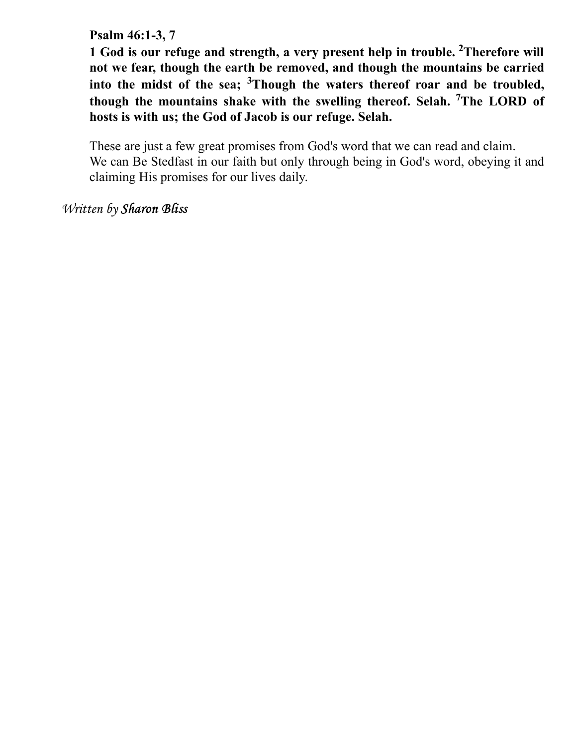**Psalm 46:1-3, 7**

**1 God is our refuge and strength, a very present help in trouble. [2]Therefore will not we fear, though the earth be removed, and though the mountains be carried into the midst of the sea; [3]Though the waters thereof roar and be troubled, though the mountains shake with the swelling thereof. Selah. [7]The LORD of hosts is with us; the God of Jacob is our refuge. Selah.**

These are just a few great promises from God's word that we can read and claim. We can Be Stedfast in our faith but only through being in God's word, obeying it and claiming His promises for our lives daily.

*Written by* ***Sharon Bliss***